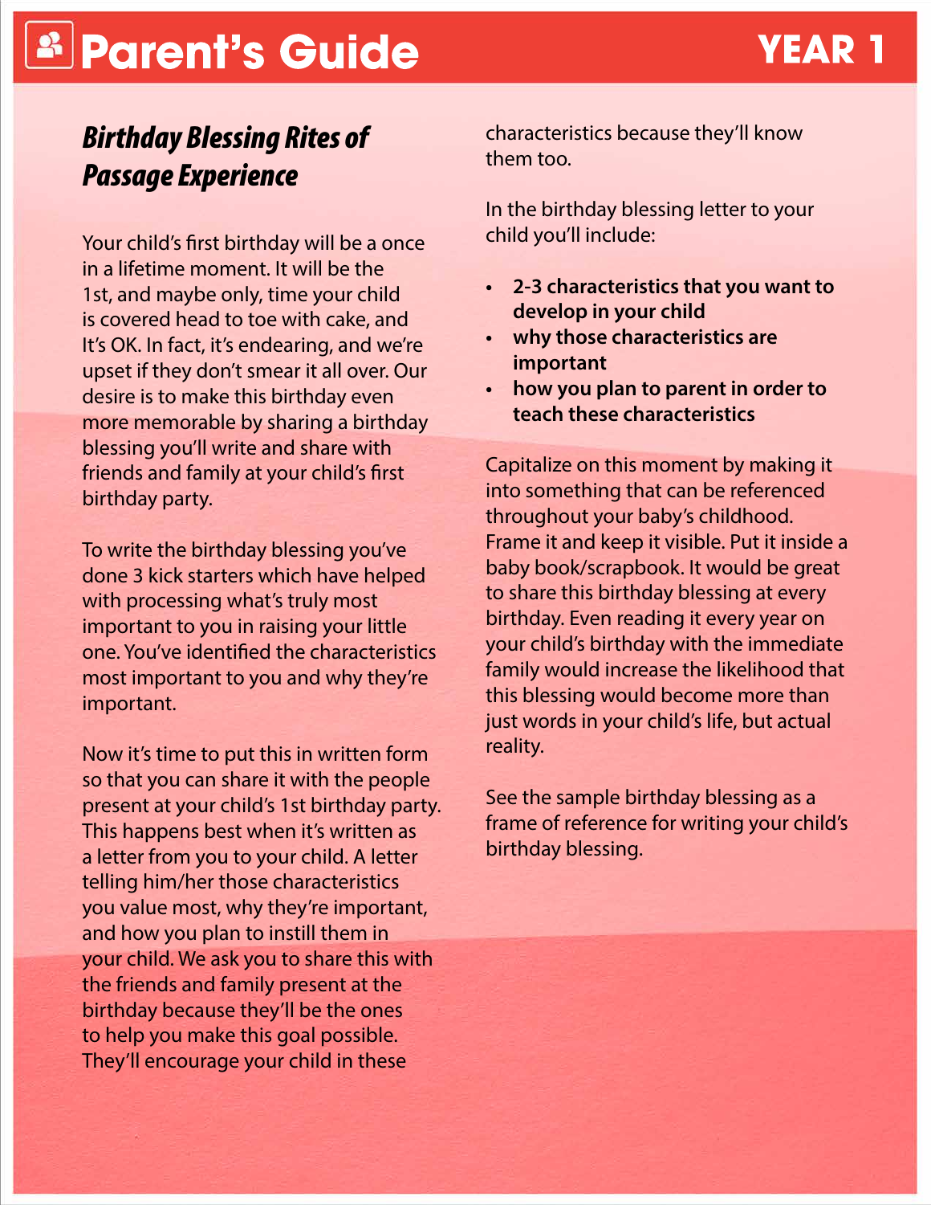# Parent's Guide YEAR 1

## *Birthday Blessing Rites of Passage Experience*

Your child's first birthday will be a once in a lifetime moment. It will be the 1st, and maybe only, time your child is covered head to toe with cake, and It's OK. In fact, it's endearing, and we're upset if they don't smear it all over. Our desire is to make this birthday even more memorable by sharing a birthday blessing you'll write and share with friends and family at your child's first birthday party.

To write the birthday blessing you've done 3 kick starters which have helped with processing what's truly most important to you in raising your little one. You've identified the characteristics most important to you and why they're important.

Now it's time to put this in written form so that you can share it with the people present at your child's 1st birthday party. This happens best when it's written as a letter from you to your child. A letter telling him/her those characteristics you value most, why they're important, and how you plan to instill them in your child. We ask you to share this with the friends and family present at the birthday because they'll be the ones to help you make this goal possible. They'll encourage your child in these characteristics because they'll know them too.

In the birthday blessing letter to your child you'll include:

- **2-3 characteristics that you want to develop in your child**
- **why those characteristics are important**
- **how you plan to parent in order to teach these characteristics**

Capitalize on this moment by making it into something that can be referenced throughout your baby's childhood. Frame it and keep it visible. Put it inside a baby book/scrapbook. It would be great to share this birthday blessing at every birthday. Even reading it every year on your child's birthday with the immediate family would increase the likelihood that this blessing would become more than just words in your child's life, but actual reality.

See the sample birthday blessing as a frame of reference for writing your child's birthday blessing.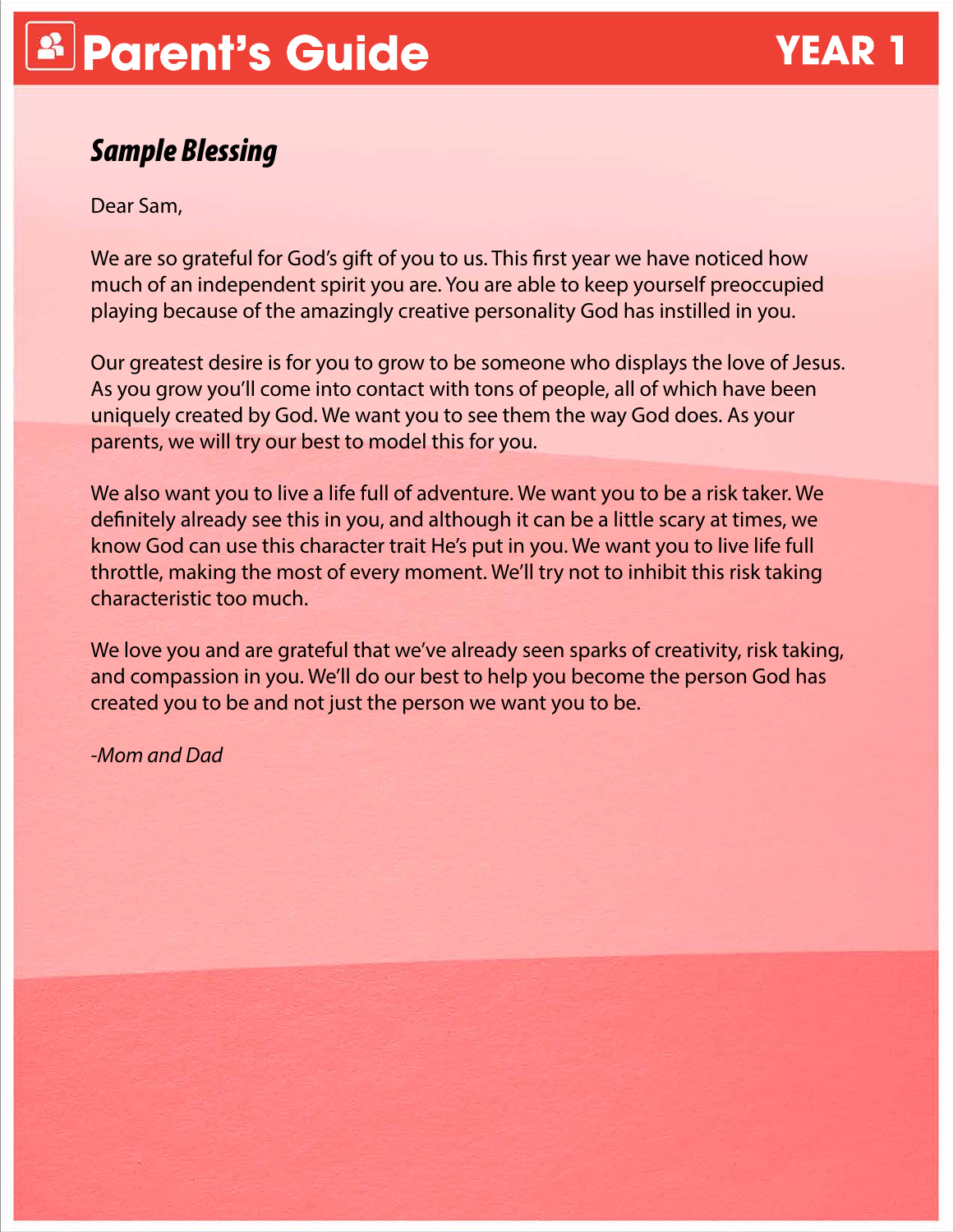## Sample Blessing

Dear Sam,

We are so grateful for God's gift of you to us. This first year we have noticed how much of an independent spirit you are. You are able to keep yourself preoccupied playing because of the amazingly creative personality God has instilled in you.

Our greatest desire is for you to grow to be someone who displays the love of Jesus. As you grow you'll come into contact with tons of people, all of which have been uniquely created by God. We want you to see them the way God does. As your parents, we will try our best to model this for you.

We also want you to live a life full of adventure. We want you to be a risk taker. We definitely already see this in you, and although it can be a little scary at times, we know God can use this character trait He's put in you. We want you to live life full throttle, making the most of every moment. We'll try not to inhibit this risk taking characteristic too much.

We love you and are grateful that we've already seen sparks of creativity, risk taking, and compassion in you. We'll do our best to help you become the person God has created you to be and not just the person we want you to be.

*-Mom and Dad*